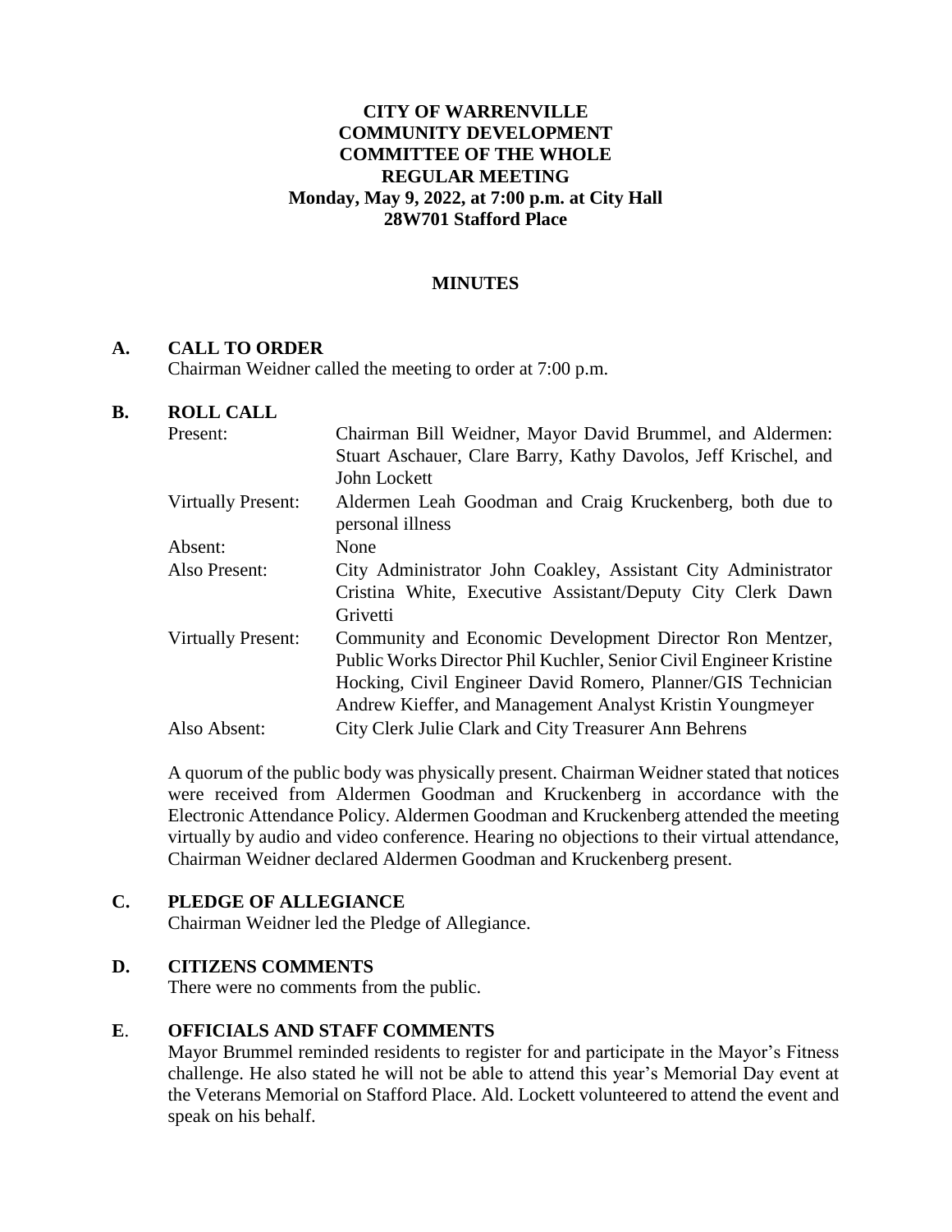**CITY OF WARRENVILLE**
**COMMUNITY DEVELOPMENT**
**COMMITTEE OF THE WHOLE**
**REGULAR MEETING**
**Monday, May 9, 2022, at 7:00 p.m. at City Hall**
**28W701 Stafford Place**

## MINUTES

## A. CALL TO ORDER

Chairman Weidner called the meeting to order at 7:00 p.m.

## B. ROLL CALL

| | |
|---|---|
| Present: | Chairman Bill Weidner, Mayor David Brummel, and Aldermen: Stuart Aschauer, Clare Barry, Kathy Davolos, Jeff Krischel, and John Lockett |
| Virtually Present: | Aldermen Leah Goodman and Craig Kruckenberg, both due to personal illness |
| Absent: | None |
| Also Present: | City Administrator John Coakley, Assistant City Administrator Cristina White, Executive Assistant/Deputy City Clerk Dawn Grivetti |
| Virtually Present: | Community and Economic Development Director Ron Mentzer, Public Works Director Phil Kuchler, Senior Civil Engineer Kristine Hocking, Civil Engineer David Romero, Planner/GIS Technician Andrew Kieffer, and Management Analyst Kristin Youngmeyer |
| Also Absent: | City Clerk Julie Clark and City Treasurer Ann Behrens |

A quorum of the public body was physically present. Chairman Weidner stated that notices were received from Aldermen Goodman and Kruckenberg in accordance with the Electronic Attendance Policy. Aldermen Goodman and Kruckenberg attended the meeting virtually by audio and video conference. Hearing no objections to their virtual attendance, Chairman Weidner declared Aldermen Goodman and Kruckenberg present.

## C. PLEDGE OF ALLEGIANCE

Chairman Weidner led the Pledge of Allegiance.

## D. CITIZENS COMMENTS

There were no comments from the public.

## E. OFFICIALS AND STAFF COMMENTS

Mayor Brummel reminded residents to register for and participate in the Mayor's Fitness challenge. He also stated he will not be able to attend this year's Memorial Day event at the Veterans Memorial on Stafford Place. Ald. Lockett volunteered to attend the event and speak on his behalf.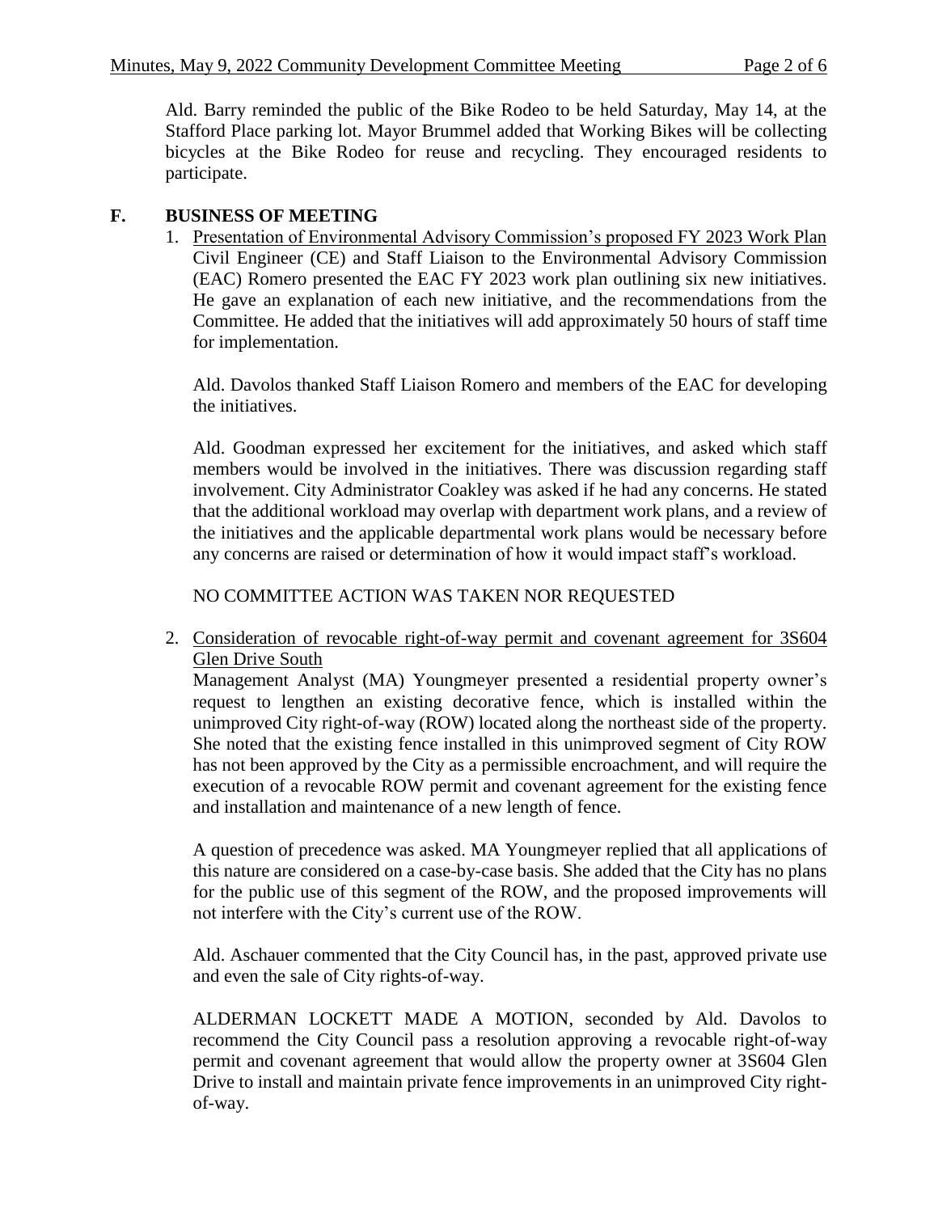Ald. Barry reminded the public of the Bike Rodeo to be held Saturday, May 14, at the Stafford Place parking lot. Mayor Brummel added that Working Bikes will be collecting bicycles at the Bike Rodeo for reuse and recycling. They encouraged residents to participate.

## F. BUSINESS OF MEETING

1. Presentation of Environmental Advisory Commission's proposed FY 2023 Work Plan
   Civil Engineer (CE) and Staff Liaison to the Environmental Advisory Commission (EAC) Romero presented the EAC FY 2023 work plan outlining six new initiatives. He gave an explanation of each new initiative, and the recommendations from the Committee. He added that the initiatives will add approximately 50 hours of staff time for implementation.

   Ald. Davolos thanked Staff Liaison Romero and members of the EAC for developing the initiatives.

   Ald. Goodman expressed her excitement for the initiatives, and asked which staff members would be involved in the initiatives. There was discussion regarding staff involvement. City Administrator Coakley was asked if he had any concerns. He stated that the additional workload may overlap with department work plans, and a review of the initiatives and the applicable departmental work plans would be necessary before any concerns are raised or determination of how it would impact staff's workload.

   NO COMMITTEE ACTION WAS TAKEN NOR REQUESTED

2. Consideration of revocable right-of-way permit and covenant agreement for 3S604 Glen Drive South
   Management Analyst (MA) Youngmeyer presented a residential property owner's request to lengthen an existing decorative fence, which is installed within the unimproved City right-of-way (ROW) located along the northeast side of the property. She noted that the existing fence installed in this unimproved segment of City ROW has not been approved by the City as a permissible encroachment, and will require the execution of a revocable ROW permit and covenant agreement for the existing fence and installation and maintenance of a new length of fence.

   A question of precedence was asked. MA Youngmeyer replied that all applications of this nature are considered on a case-by-case basis. She added that the City has no plans for the public use of this segment of the ROW, and the proposed improvements will not interfere with the City's current use of the ROW.

   Ald. Aschauer commented that the City Council has, in the past, approved private use and even the sale of City rights-of-way.

   ALDERMAN LOCKETT MADE A MOTION, seconded by Ald. Davolos to recommend the City Council pass a resolution approving a revocable right-of-way permit and covenant agreement that would allow the property owner at 3S604 Glen Drive to install and maintain private fence improvements in an unimproved City right-of-way.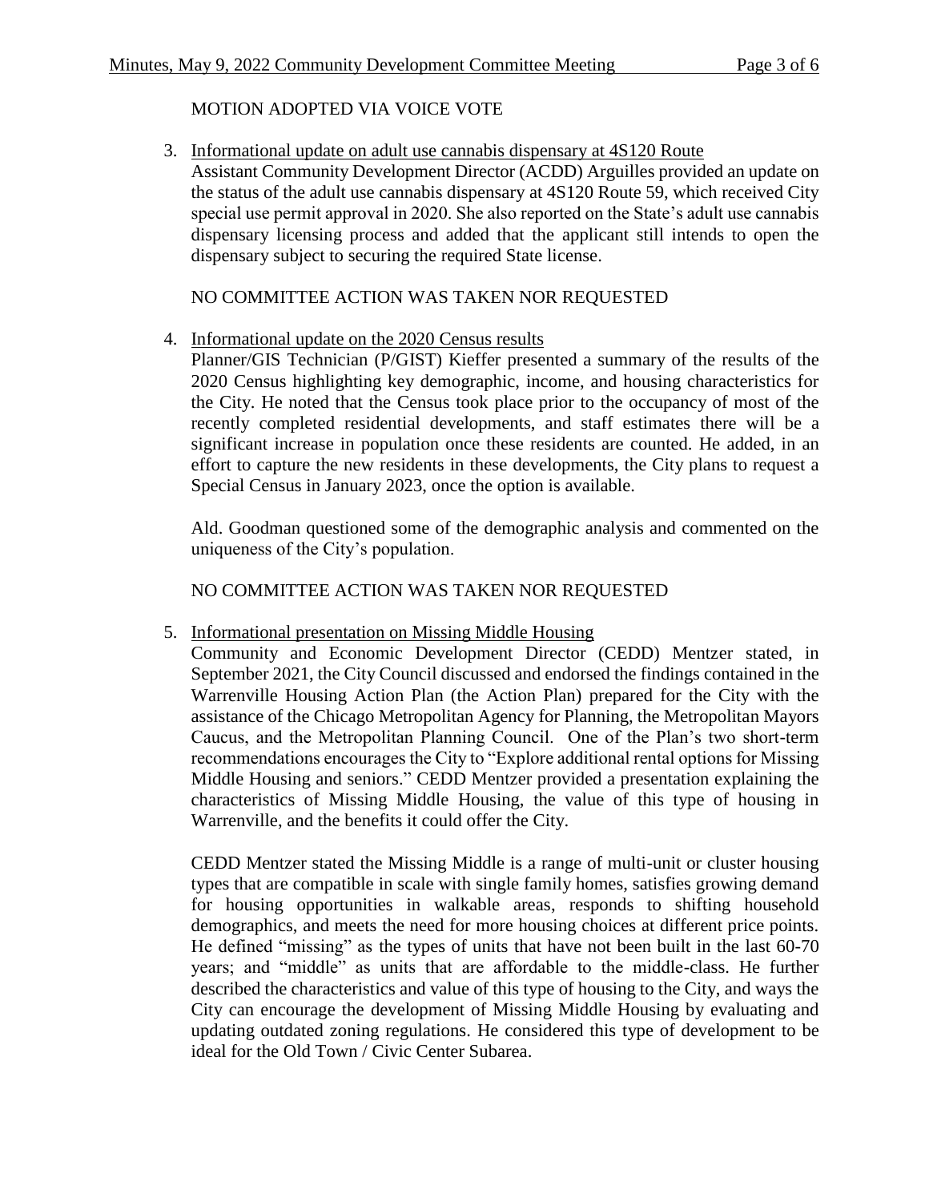MOTION ADOPTED VIA VOICE VOTE

3. Informational update on adult use cannabis dispensary at 4S120 Route

   Assistant Community Development Director (ACDD) Arguilles provided an update on the status of the adult use cannabis dispensary at 4S120 Route 59, which received City special use permit approval in 2020. She also reported on the State's adult use cannabis dispensary licensing process and added that the applicant still intends to open the dispensary subject to securing the required State license.

   NO COMMITTEE ACTION WAS TAKEN NOR REQUESTED

4. Informational update on the 2020 Census results

   Planner/GIS Technician (P/GIST) Kieffer presented a summary of the results of the 2020 Census highlighting key demographic, income, and housing characteristics for the City. He noted that the Census took place prior to the occupancy of most of the recently completed residential developments, and staff estimates there will be a significant increase in population once these residents are counted. He added, in an effort to capture the new residents in these developments, the City plans to request a Special Census in January 2023, once the option is available.

   Ald. Goodman questioned some of the demographic analysis and commented on the uniqueness of the City's population.

   NO COMMITTEE ACTION WAS TAKEN NOR REQUESTED

5. Informational presentation on Missing Middle Housing

   Community and Economic Development Director (CEDD) Mentzer stated, in September 2021, the City Council discussed and endorsed the findings contained in the Warrenville Housing Action Plan (the Action Plan) prepared for the City with the assistance of the Chicago Metropolitan Agency for Planning, the Metropolitan Mayors Caucus, and the Metropolitan Planning Council. One of the Plan's two short-term recommendations encourages the City to "Explore additional rental options for Missing Middle Housing and seniors." CEDD Mentzer provided a presentation explaining the characteristics of Missing Middle Housing, the value of this type of housing in Warrenville, and the benefits it could offer the City.

   CEDD Mentzer stated the Missing Middle is a range of multi-unit or cluster housing types that are compatible in scale with single family homes, satisfies growing demand for housing opportunities in walkable areas, responds to shifting household demographics, and meets the need for more housing choices at different price points. He defined "missing" as the types of units that have not been built in the last 60-70 years; and "middle" as units that are affordable to the middle-class. He further described the characteristics and value of this type of housing to the City, and ways the City can encourage the development of Missing Middle Housing by evaluating and updating outdated zoning regulations. He considered this type of development to be ideal for the Old Town / Civic Center Subarea.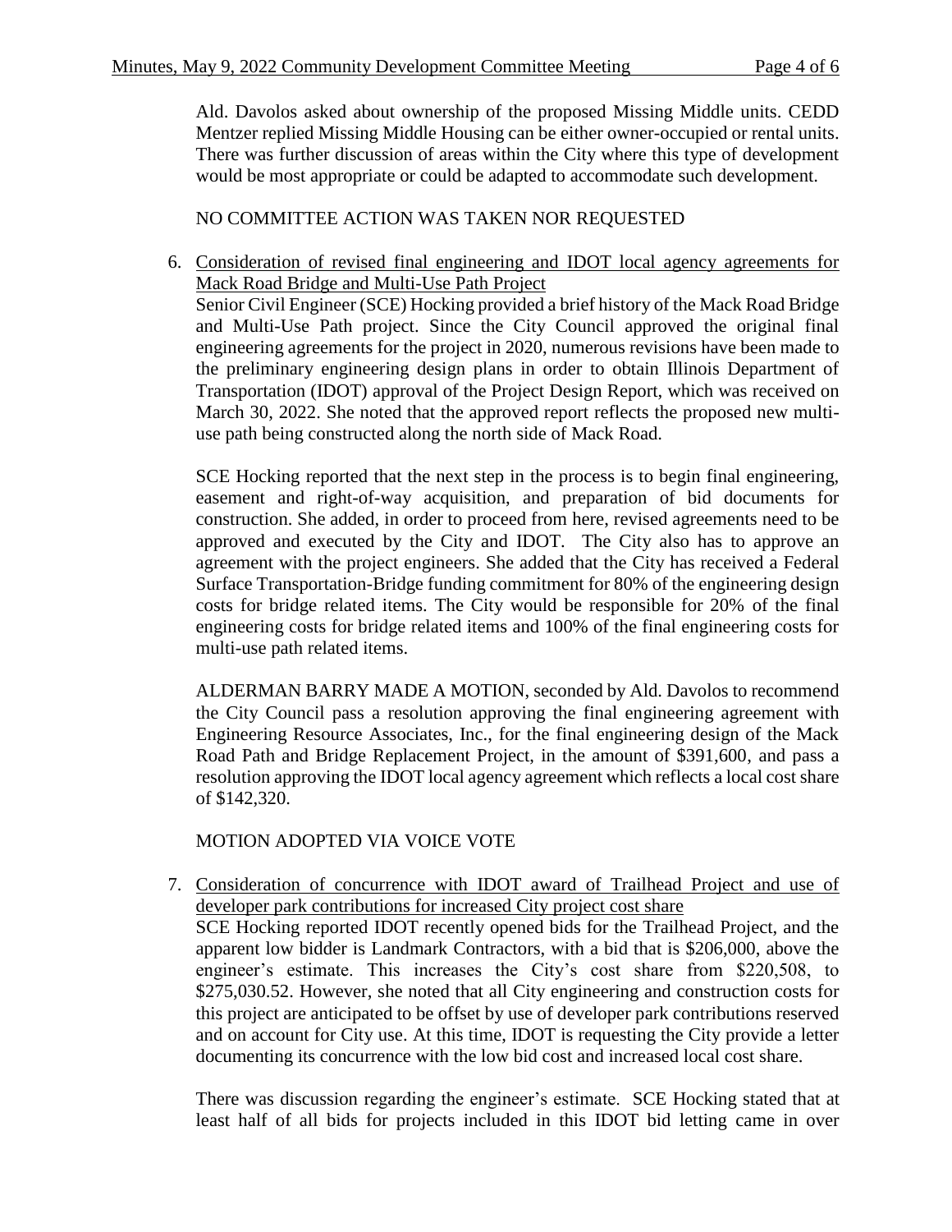Ald. Davolos asked about ownership of the proposed Missing Middle units. CEDD Mentzer replied Missing Middle Housing can be either owner-occupied or rental units. There was further discussion of areas within the City where this type of development would be most appropriate or could be adapted to accommodate such development.

NO COMMITTEE ACTION WAS TAKEN NOR REQUESTED

6. Consideration of revised final engineering and IDOT local agency agreements for Mack Road Bridge and Multi-Use Path Project

   Senior Civil Engineer (SCE) Hocking provided a brief history of the Mack Road Bridge and Multi-Use Path project. Since the City Council approved the original final engineering agreements for the project in 2020, numerous revisions have been made to the preliminary engineering design plans in order to obtain Illinois Department of Transportation (IDOT) approval of the Project Design Report, which was received on March 30, 2022. She noted that the approved report reflects the proposed new multi-use path being constructed along the north side of Mack Road.

   SCE Hocking reported that the next step in the process is to begin final engineering, easement and right-of-way acquisition, and preparation of bid documents for construction. She added, in order to proceed from here, revised agreements need to be approved and executed by the City and IDOT. The City also has to approve an agreement with the project engineers. She added that the City has received a Federal Surface Transportation-Bridge funding commitment for 80% of the engineering design costs for bridge related items. The City would be responsible for 20% of the final engineering costs for bridge related items and 100% of the final engineering costs for multi-use path related items.

   ALDERMAN BARRY MADE A MOTION, seconded by Ald. Davolos to recommend the City Council pass a resolution approving the final engineering agreement with Engineering Resource Associates, Inc., for the final engineering design of the Mack Road Path and Bridge Replacement Project, in the amount of $391,600, and pass a resolution approving the IDOT local agency agreement which reflects a local cost share of $142,320.

   MOTION ADOPTED VIA VOICE VOTE

7. Consideration of concurrence with IDOT award of Trailhead Project and use of developer park contributions for increased City project cost share

   SCE Hocking reported IDOT recently opened bids for the Trailhead Project, and the apparent low bidder is Landmark Contractors, with a bid that is $206,000, above the engineer's estimate. This increases the City's cost share from $220,508, to $275,030.52. However, she noted that all City engineering and construction costs for this project are anticipated to be offset by use of developer park contributions reserved and on account for City use. At this time, IDOT is requesting the City provide a letter documenting its concurrence with the low bid cost and increased local cost share.

   There was discussion regarding the engineer's estimate. SCE Hocking stated that at least half of all bids for projects included in this IDOT bid letting came in over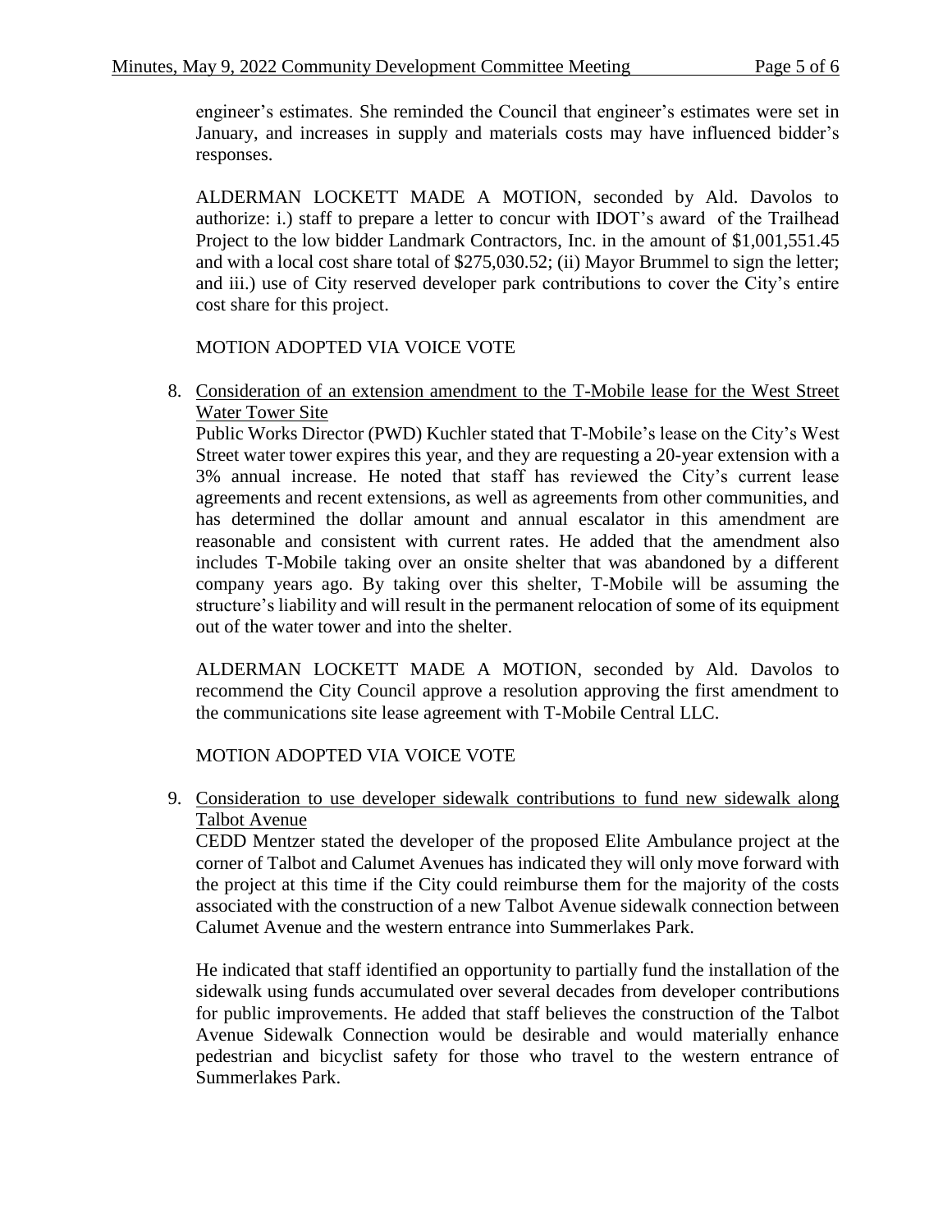engineer's estimates. She reminded the Council that engineer's estimates were set in January, and increases in supply and materials costs may have influenced bidder's responses.

ALDERMAN LOCKETT MADE A MOTION, seconded by Ald. Davolos to authorize: i.) staff to prepare a letter to concur with IDOT's award of the Trailhead Project to the low bidder Landmark Contractors, Inc. in the amount of $1,001,551.45 and with a local cost share total of $275,030.52; (ii) Mayor Brummel to sign the letter; and iii.) use of City reserved developer park contributions to cover the City's entire cost share for this project.

MOTION ADOPTED VIA VOICE VOTE

8. <u>Consideration of an extension amendment to the T-Mobile lease for the West Street Water Tower Site</u>
   Public Works Director (PWD) Kuchler stated that T-Mobile's lease on the City's West Street water tower expires this year, and they are requesting a 20-year extension with a 3% annual increase. He noted that staff has reviewed the City's current lease agreements and recent extensions, as well as agreements from other communities, and has determined the dollar amount and annual escalator in this amendment are reasonable and consistent with current rates. He added that the amendment also includes T-Mobile taking over an onsite shelter that was abandoned by a different company years ago. By taking over this shelter, T-Mobile will be assuming the structure's liability and will result in the permanent relocation of some of its equipment out of the water tower and into the shelter.

   ALDERMAN LOCKETT MADE A MOTION, seconded by Ald. Davolos to recommend the City Council approve a resolution approving the first amendment to the communications site lease agreement with T-Mobile Central LLC.

   MOTION ADOPTED VIA VOICE VOTE

9. <u>Consideration to use developer sidewalk contributions to fund new sidewalk along Talbot Avenue</u>
   CEDD Mentzer stated the developer of the proposed Elite Ambulance project at the corner of Talbot and Calumet Avenues has indicated they will only move forward with the project at this time if the City could reimburse them for the majority of the costs associated with the construction of a new Talbot Avenue sidewalk connection between Calumet Avenue and the western entrance into Summerlakes Park.

   He indicated that staff identified an opportunity to partially fund the installation of the sidewalk using funds accumulated over several decades from developer contributions for public improvements. He added that staff believes the construction of the Talbot Avenue Sidewalk Connection would be desirable and would materially enhance pedestrian and bicyclist safety for those who travel to the western entrance of Summerlakes Park.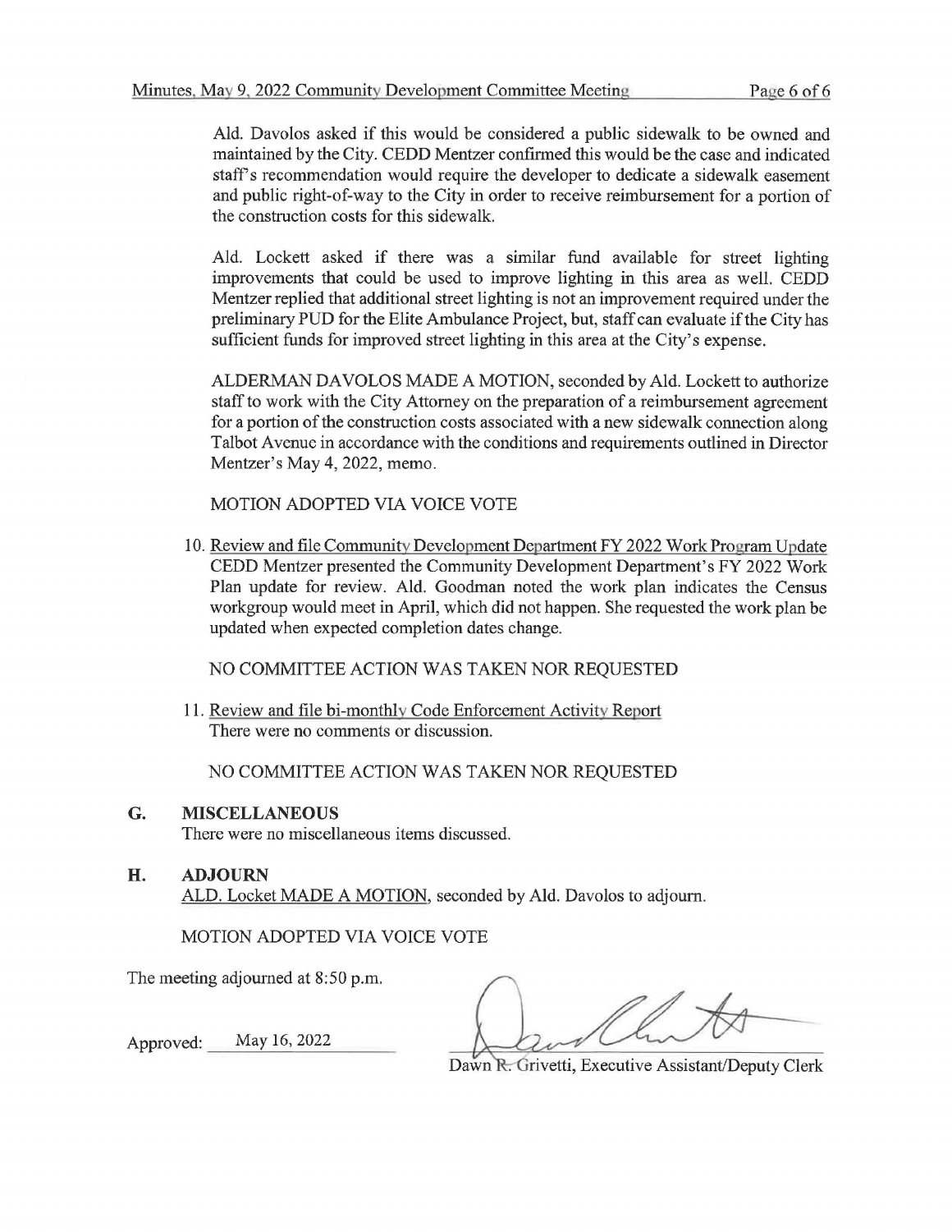Ald. Davolos asked if this would be considered a public sidewalk to be owned and maintained by the City. CEDD Mentzer confirmed this would be the case and indicated staff's recommendation would require the developer to dedicate a sidewalk easement and public right-of-way to the City in order to receive reimbursement for a portion of the construction costs for this sidewalk.

Ald. Lockett asked if there was a similar fund available for street lighting improvements that could be used to improve lighting in this area as well. CEDD Mentzer replied that additional street lighting is not an improvement required under the preliminary PUD for the Elite Ambulance Project, but, staff can evaluate if the City has sufficient funds for improved street lighting in this area at the City's expense.

ALDERMAN DAVOLOS MADE A MOTION, seconded by Ald. Lockett to authorize staff to work with the City Attorney on the preparation of a reimbursement agreement for a portion of the construction costs associated with a new sidewalk connection along Talbot Avenue in accordance with the conditions and requirements outlined in Director Mentzer's May 4, 2022, memo.

MOTION ADOPTED VIA VOICE VOTE

10. Review and file Community Development Department FY 2022 Work Program Update
CEDD Mentzer presented the Community Development Department's FY 2022 Work Plan update for review. Ald. Goodman noted the work plan indicates the Census workgroup would meet in April, which did not happen. She requested the work plan be updated when expected completion dates change.

NO COMMITTEE ACTION WAS TAKEN NOR REQUESTED

11. Review and file bi-monthly Code Enforcement Activity Report
There were no comments or discussion.

NO COMMITTEE ACTION WAS TAKEN NOR REQUESTED

## G. MISCELLANEOUS

There were no miscellaneous items discussed.

## H. ADJOURN

ALD. Locket MADE A MOTION, seconded by Ald. Davolos to adjourn.

MOTION ADOPTED VIA VOICE VOTE

The meeting adjourned at 8:50 p.m.

Approved: May 16, 2022

Dawn R. Grivetti, Executive Assistant/Deputy Clerk